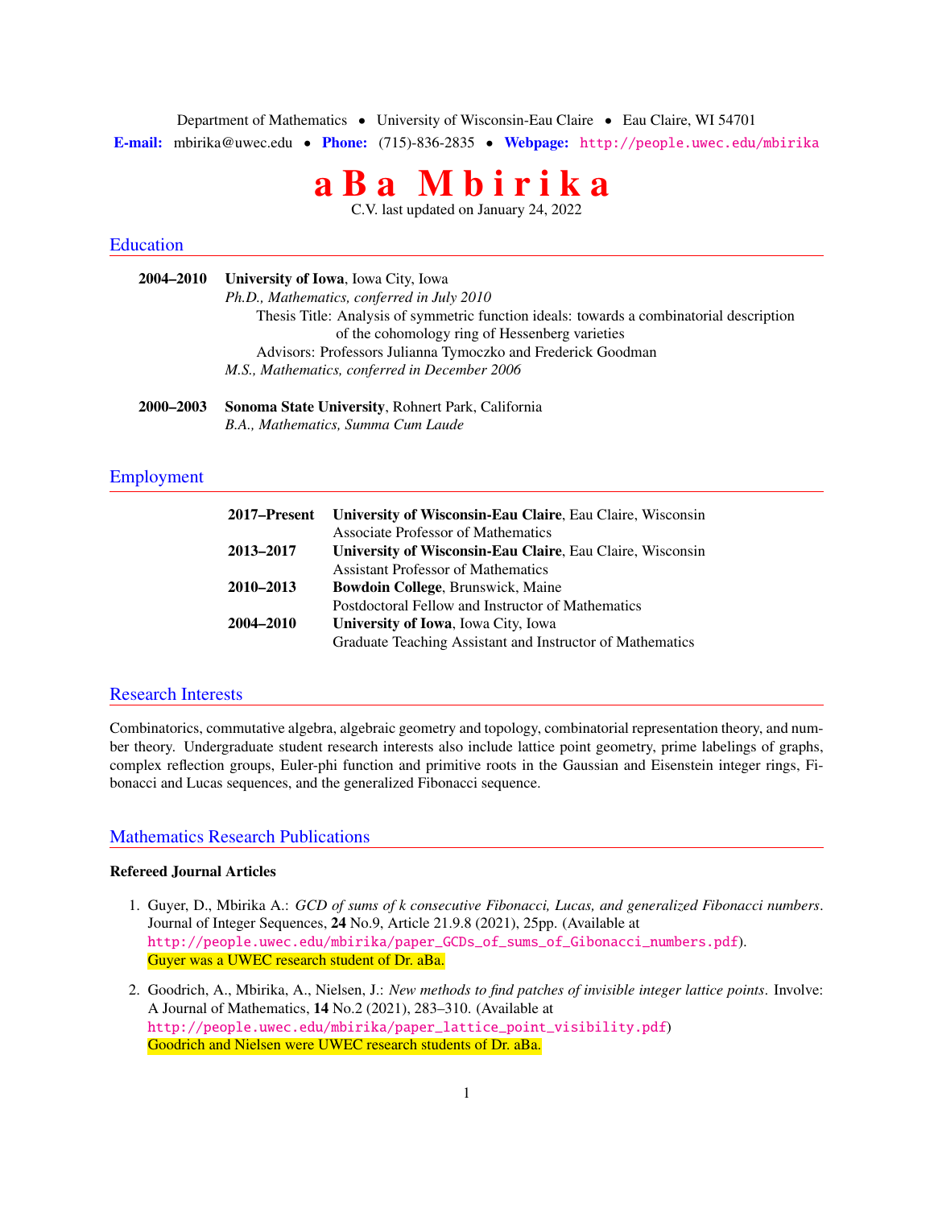Department of Mathematics • University of Wisconsin-Eau Claire • Eau Claire, WI 54701

**E-mail:** mbirika@uwec.edu • **Phone:** (715)-836-2835 • **Webpage:** http://people.uwec.edu/mbirika

# a B a M b i r i k a

C.V. last updated on January 24, 2022

## Education

**2004–2010** **University of Iowa**, Iowa City, Iowa
*Ph.D., Mathematics, conferred in July 2010*
Thesis Title: Analysis of symmetric function ideals: towards a combinatorial description of the cohomology ring of Hessenberg varieties
Advisors: Professors Julianna Tymoczko and Frederick Goodman
*M.S., Mathematics, conferred in December 2006*

**2000–2003** **Sonoma State University**, Rohnert Park, California
*B.A., Mathematics, Summa Cum Laude*

## Employment

**2017–Present** **University of Wisconsin-Eau Claire**, Eau Claire, Wisconsin
Associate Professor of Mathematics

**2013–2017** **University of Wisconsin-Eau Claire**, Eau Claire, Wisconsin
Assistant Professor of Mathematics

**2010–2013** **Bowdoin College**, Brunswick, Maine
Postdoctoral Fellow and Instructor of Mathematics

**2004–2010** **University of Iowa**, Iowa City, Iowa
Graduate Teaching Assistant and Instructor of Mathematics

## Research Interests

Combinatorics, commutative algebra, algebraic geometry and topology, combinatorial representation theory, and number theory. Undergraduate student research interests also include lattice point geometry, prime labelings of graphs, complex reflection groups, Euler-phi function and primitive roots in the Gaussian and Eisenstein integer rings, Fibonacci and Lucas sequences, and the generalized Fibonacci sequence.

## Mathematics Research Publications

### Refereed Journal Articles

1. Guyer, D., Mbirika A.: *GCD of sums of k consecutive Fibonacci, Lucas, and generalized Fibonacci numbers*. Journal of Integer Sequences, **24** No.9, Article 21.9.8 (2021), 25pp. (Available at http://people.uwec.edu/mbirika/paper_GCDs_of_sums_of_Gibonacci_numbers.pdf).
Guyer was a UWEC research student of Dr. aBa.

2. Goodrich, A., Mbirika, A., Nielsen, J.: *New methods to find patches of invisible integer lattice points*. Involve: A Journal of Mathematics, **14** No.2 (2021), 283–310. (Available at http://people.uwec.edu/mbirika/paper_lattice_point_visibility.pdf)
Goodrich and Nielsen were UWEC research students of Dr. aBa.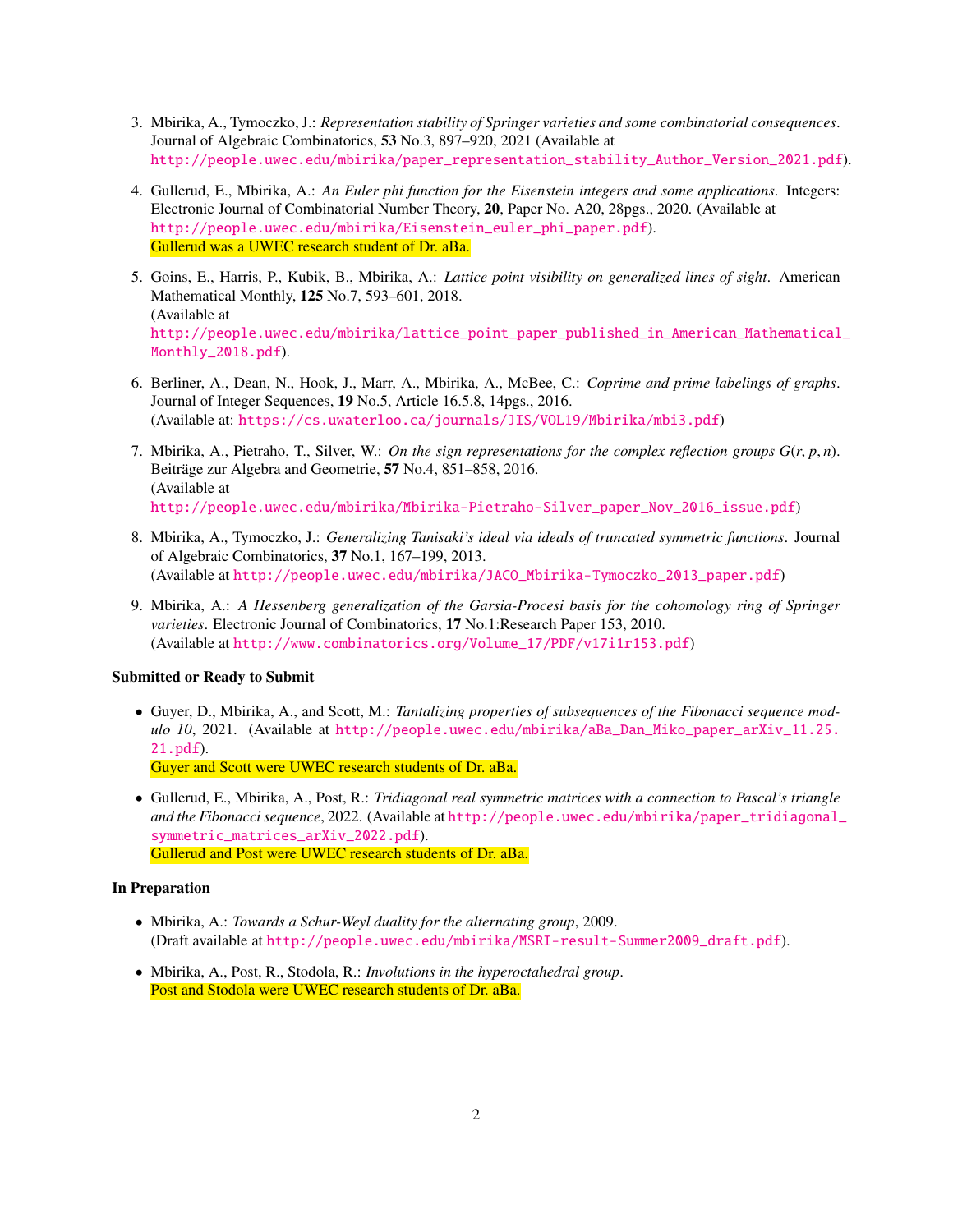3. Mbirika, A., Tymoczko, J.: *Representation stability of Springer varieties and some combinatorial consequences*. Journal of Algebraic Combinatorics, **53** No.3, 897–920, 2021 (Available at http://people.uwec.edu/mbirika/paper_representation_stability_Author_Version_2021.pdf).

4. Gullerud, E., Mbirika, A.: *An Euler phi function for the Eisenstein integers and some applications*. Integers: Electronic Journal of Combinatorial Number Theory, **20**, Paper No. A20, 28pgs., 2020. (Available at http://people.uwec.edu/mbirika/Eisenstein_euler_phi_paper.pdf).
   Gullerud was a UWEC research student of Dr. aBa.

5. Goins, E., Harris, P., Kubik, B., Mbirika, A.: *Lattice point visibility on generalized lines of sight*. American Mathematical Monthly, **125** No.7, 593–601, 2018.
   (Available at http://people.uwec.edu/mbirika/lattice_point_paper_published_in_American_Mathematical_Monthly_2018.pdf).

6. Berliner, A., Dean, N., Hook, J., Marr, A., Mbirika, A., McBee, C.: *Coprime and prime labelings of graphs*. Journal of Integer Sequences, **19** No.5, Article 16.5.8, 14pgs., 2016.
   (Available at: https://cs.uwaterloo.ca/journals/JIS/VOL19/Mbirika/mbi3.pdf)

7. Mbirika, A., Pietraho, T., Silver, W.: *On the sign representations for the complex reflection groups $G(r,p,n)$*. Beiträge zur Algebra and Geometrie, **57** No.4, 851–858, 2016.
   (Available at http://people.uwec.edu/mbirika/Mbirika-Pietraho-Silver_paper_Nov_2016_issue.pdf)

8. Mbirika, A., Tymoczko, J.: *Generalizing Tanisaki's ideal via ideals of truncated symmetric functions*. Journal of Algebraic Combinatorics, **37** No.1, 167–199, 2013.
   (Available at http://people.uwec.edu/mbirika/JACO_Mbirika-Tymoczko_2013_paper.pdf)

9. Mbirika, A.: *A Hessenberg generalization of the Garsia-Procesi basis for the cohomology ring of Springer varieties*. Electronic Journal of Combinatorics, **17** No.1:Research Paper 153, 2010.
   (Available at http://www.combinatorics.org/Volume_17/PDF/v17i1r153.pdf)

**Submitted or Ready to Submit**

- Guyer, D., Mbirika, A., and Scott, M.: *Tantalizing properties of subsequences of the Fibonacci sequence modulo 10*, 2021. (Available at http://people.uwec.edu/mbirika/aBa_Dan_Miko_paper_arXiv_11.25.21.pdf).
  Guyer and Scott were UWEC research students of Dr. aBa.

- Gullerud, E., Mbirika, A., Post, R.: *Tridiagonal real symmetric matrices with a connection to Pascal's triangle and the Fibonacci sequence*, 2022. (Available at http://people.uwec.edu/mbirika/paper_tridiagonal_symmetric_matrices_arXiv_2022.pdf).
  Gullerud and Post were UWEC research students of Dr. aBa.

**In Preparation**

- Mbirika, A.: *Towards a Schur-Weyl duality for the alternating group*, 2009.
  (Draft available at http://people.uwec.edu/mbirika/MSRI-result-Summer2009_draft.pdf).

- Mbirika, A., Post, R., Stodola, R.: *Involutions in the hyperoctahedral group*.
  Post and Stodola were UWEC research students of Dr. aBa.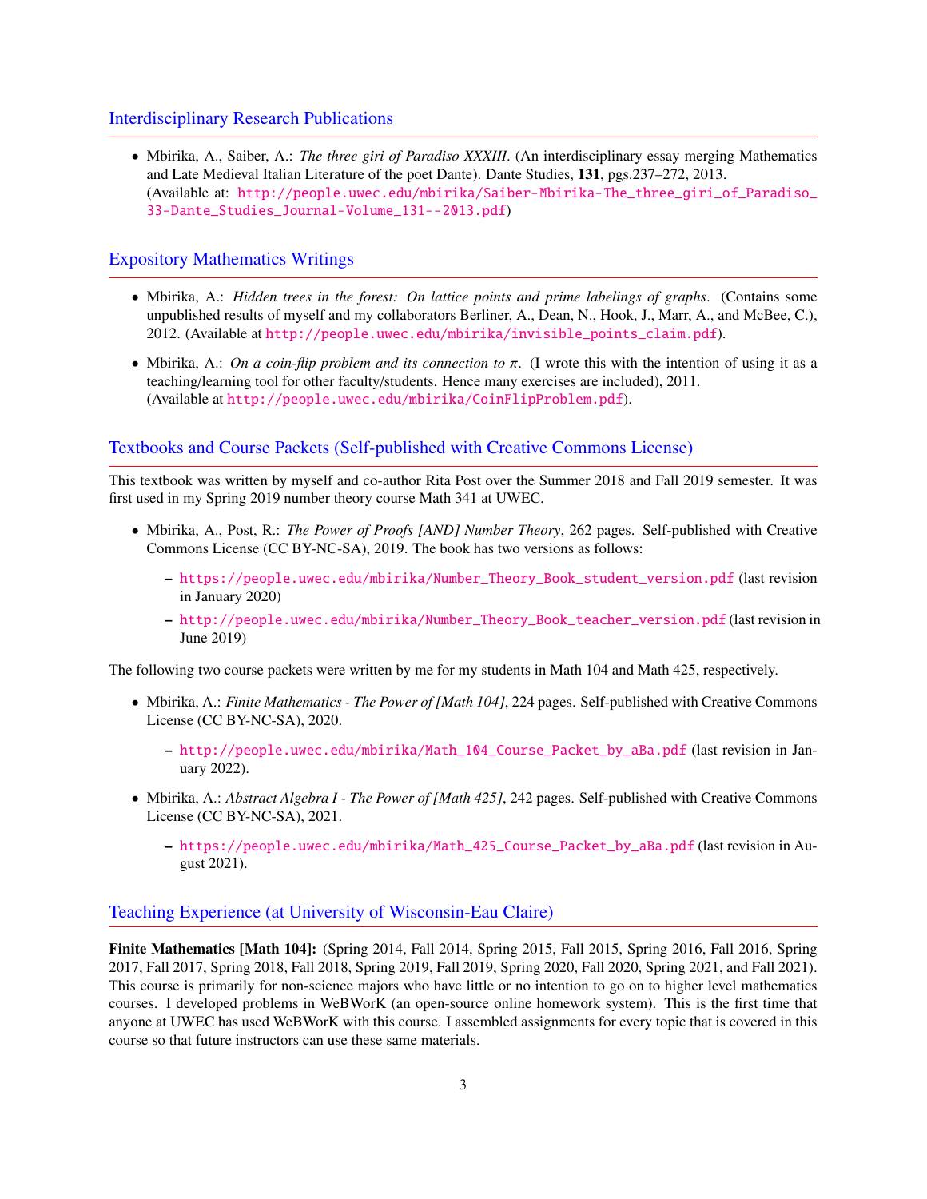## Interdisciplinary Research Publications

- Mbirika, A., Saiber, A.: *The three giri of Paradiso XXXIII*. (An interdisciplinary essay merging Mathematics and Late Medieval Italian Literature of the poet Dante). Dante Studies, **131**, pgs.237–272, 2013. (Available at: http://people.uwec.edu/mbirika/Saiber-Mbirika-The_three_giri_of_Paradiso_33-Dante_Studies_Journal-Volume_131--2013.pdf)

## Expository Mathematics Writings

- Mbirika, A.: *Hidden trees in the forest: On lattice points and prime labelings of graphs*. (Contains some unpublished results of myself and my collaborators Berliner, A., Dean, N., Hook, J., Marr, A., and McBee, C.), 2012. (Available at http://people.uwec.edu/mbirika/invisible_points_claim.pdf).
- Mbirika, A.: *On a coin-flip problem and its connection to $\pi$*. (I wrote this with the intention of using it as a teaching/learning tool for other faculty/students. Hence many exercises are included), 2011. (Available at http://people.uwec.edu/mbirika/CoinFlipProblem.pdf).

## Textbooks and Course Packets (Self-published with Creative Commons License)

This textbook was written by myself and co-author Rita Post over the Summer 2018 and Fall 2019 semester. It was first used in my Spring 2019 number theory course Math 341 at UWEC.

- Mbirika, A., Post, R.: *The Power of Proofs [AND] Number Theory*, 262 pages. Self-published with Creative Commons License (CC BY-NC-SA), 2019. The book has two versions as follows:
  - https://people.uwec.edu/mbirika/Number_Theory_Book_student_version.pdf (last revision in January 2020)
  - http://people.uwec.edu/mbirika/Number_Theory_Book_teacher_version.pdf (last revision in June 2019)

The following two course packets were written by me for my students in Math 104 and Math 425, respectively.

- Mbirika, A.: *Finite Mathematics - The Power of [Math 104]*, 224 pages. Self-published with Creative Commons License (CC BY-NC-SA), 2020.
  - http://people.uwec.edu/mbirika/Math_104_Course_Packet_by_aBa.pdf (last revision in January 2022).
- Mbirika, A.: *Abstract Algebra I - The Power of [Math 425]*, 242 pages. Self-published with Creative Commons License (CC BY-NC-SA), 2021.
  - https://people.uwec.edu/mbirika/Math_425_Course_Packet_by_aBa.pdf (last revision in August 2021).

## Teaching Experience (at University of Wisconsin-Eau Claire)

**Finite Mathematics [Math 104]:** (Spring 2014, Fall 2014, Spring 2015, Fall 2015, Spring 2016, Fall 2016, Spring 2017, Fall 2017, Spring 2018, Fall 2018, Spring 2019, Fall 2019, Spring 2020, Fall 2020, Spring 2021, and Fall 2021). This course is primarily for non-science majors who have little or no intention to go on to higher level mathematics courses. I developed problems in WeBWorK (an open-source online homework system). This is the first time that anyone at UWEC has used WeBWorK with this course. I assembled assignments for every topic that is covered in this course so that future instructors can use these same materials.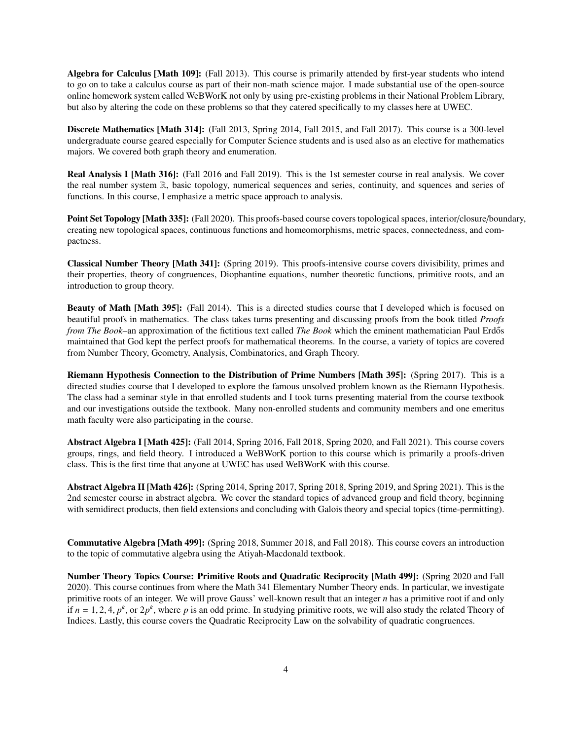**Algebra for Calculus [Math 109]:** (Fall 2013). This course is primarily attended by first-year students who intend to go on to take a calculus course as part of their non-math science major. I made substantial use of the open-source online homework system called WeBWorK not only by using pre-existing problems in their National Problem Library, but also by altering the code on these problems so that they catered specifically to my classes here at UWEC.

**Discrete Mathematics [Math 314]:** (Fall 2013, Spring 2014, Fall 2015, and Fall 2017). This course is a 300-level undergraduate course geared especially for Computer Science students and is used also as an elective for mathematics majors. We covered both graph theory and enumeration.

**Real Analysis I [Math 316]:** (Fall 2016 and Fall 2019). This is the 1st semester course in real analysis. We cover the real number system $\mathbb{R}$, basic topology, numerical sequences and series, continuity, and squences and series of functions. In this course, I emphasize a metric space approach to analysis.

**Point Set Topology [Math 335]:** (Fall 2020). This proofs-based course covers topological spaces, interior/closure/boundary, creating new topological spaces, continuous functions and homeomorphisms, metric spaces, connectedness, and compactness.

**Classical Number Theory [Math 341]:** (Spring 2019). This proofs-intensive course covers divisibility, primes and their properties, theory of congruences, Diophantine equations, number theoretic functions, primitive roots, and an introduction to group theory.

**Beauty of Math [Math 395]:** (Fall 2014). This is a directed studies course that I developed which is focused on beautiful proofs in mathematics. The class takes turns presenting and discussing proofs from the book titled *Proofs from The Book*–an approximation of the fictitious text called *The Book* which the eminent mathematician Paul Erdős maintained that God kept the perfect proofs for mathematical theorems. In the course, a variety of topics are covered from Number Theory, Geometry, Analysis, Combinatorics, and Graph Theory.

**Riemann Hypothesis Connection to the Distribution of Prime Numbers [Math 395]:** (Spring 2017). This is a directed studies course that I developed to explore the famous unsolved problem known as the Riemann Hypothesis. The class had a seminar style in that enrolled students and I took turns presenting material from the course textbook and our investigations outside the textbook. Many non-enrolled students and community members and one emeritus math faculty were also participating in the course.

**Abstract Algebra I [Math 425]:** (Fall 2014, Spring 2016, Fall 2018, Spring 2020, and Fall 2021). This course covers groups, rings, and field theory. I introduced a WeBWorK portion to this course which is primarily a proofs-driven class. This is the first time that anyone at UWEC has used WeBWorK with this course.

**Abstract Algebra II [Math 426]:** (Spring 2014, Spring 2017, Spring 2018, Spring 2019, and Spring 2021). This is the 2nd semester course in abstract algebra. We cover the standard topics of advanced group and field theory, beginning with semidirect products, then field extensions and concluding with Galois theory and special topics (time-permitting).

**Commutative Algebra [Math 499]:** (Spring 2018, Summer 2018, and Fall 2018). This course covers an introduction to the topic of commutative algebra using the Atiyah-Macdonald textbook.

**Number Theory Topics Course: Primitive Roots and Quadratic Reciprocity [Math 499]:** (Spring 2020 and Fall 2020). This course continues from where the Math 341 Elementary Number Theory ends. In particular, we investigate primitive roots of an integer. We will prove Gauss' well-known result that an integer $n$ has a primitive root if and only if $n = 1, 2, 4, p^k$, or $2p^k$, where $p$ is an odd prime. In studying primitive roots, we will also study the related Theory of Indices. Lastly, this course covers the Quadratic Reciprocity Law on the solvability of quadratic congruences.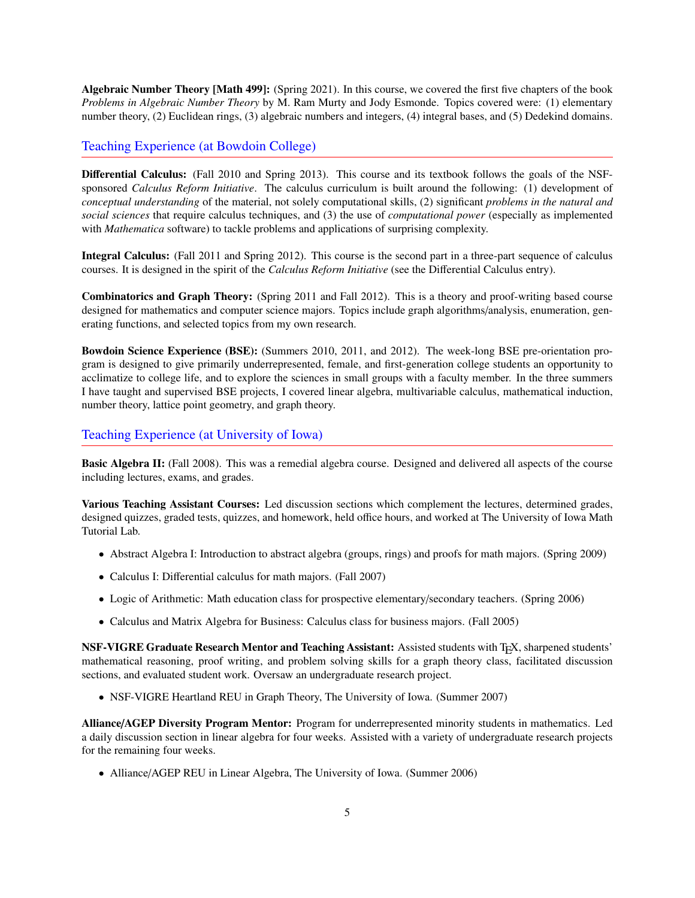**Algebraic Number Theory [Math 499]:** (Spring 2021). In this course, we covered the first five chapters of the book *Problems in Algebraic Number Theory* by M. Ram Murty and Jody Esmonde. Topics covered were: (1) elementary number theory, (2) Euclidean rings, (3) algebraic numbers and integers, (4) integral bases, and (5) Dedekind domains.

## Teaching Experience (at Bowdoin College)

**Differential Calculus:** (Fall 2010 and Spring 2013). This course and its textbook follows the goals of the NSF-sponsored *Calculus Reform Initiative*. The calculus curriculum is built around the following: (1) development of *conceptual understanding* of the material, not solely computational skills, (2) significant *problems in the natural and social sciences* that require calculus techniques, and (3) the use of *computational power* (especially as implemented with *Mathematica* software) to tackle problems and applications of surprising complexity.

**Integral Calculus:** (Fall 2011 and Spring 2012). This course is the second part in a three-part sequence of calculus courses. It is designed in the spirit of the *Calculus Reform Initiative* (see the Differential Calculus entry).

**Combinatorics and Graph Theory:** (Spring 2011 and Fall 2012). This is a theory and proof-writing based course designed for mathematics and computer science majors. Topics include graph algorithms/analysis, enumeration, generating functions, and selected topics from my own research.

**Bowdoin Science Experience (BSE):** (Summers 2010, 2011, and 2012). The week-long BSE pre-orientation program is designed to give primarily underrepresented, female, and first-generation college students an opportunity to acclimatize to college life, and to explore the sciences in small groups with a faculty member. In the three summers I have taught and supervised BSE projects, I covered linear algebra, multivariable calculus, mathematical induction, number theory, lattice point geometry, and graph theory.

## Teaching Experience (at University of Iowa)

**Basic Algebra II:** (Fall 2008). This was a remedial algebra course. Designed and delivered all aspects of the course including lectures, exams, and grades.

**Various Teaching Assistant Courses:** Led discussion sections which complement the lectures, determined grades, designed quizzes, graded tests, quizzes, and homework, held office hours, and worked at The University of Iowa Math Tutorial Lab.

- Abstract Algebra I: Introduction to abstract algebra (groups, rings) and proofs for math majors. (Spring 2009)
- Calculus I: Differential calculus for math majors. (Fall 2007)
- Logic of Arithmetic: Math education class for prospective elementary/secondary teachers. (Spring 2006)
- Calculus and Matrix Algebra for Business: Calculus class for business majors. (Fall 2005)

**NSF-VIGRE Graduate Research Mentor and Teaching Assistant:** Assisted students with TEX, sharpened students' mathematical reasoning, proof writing, and problem solving skills for a graph theory class, facilitated discussion sections, and evaluated student work. Oversaw an undergraduate research project.

- NSF-VIGRE Heartland REU in Graph Theory, The University of Iowa. (Summer 2007)

**Alliance/AGEP Diversity Program Mentor:** Program for underrepresented minority students in mathematics. Led a daily discussion section in linear algebra for four weeks. Assisted with a variety of undergraduate research projects for the remaining four weeks.

- Alliance/AGEP REU in Linear Algebra, The University of Iowa. (Summer 2006)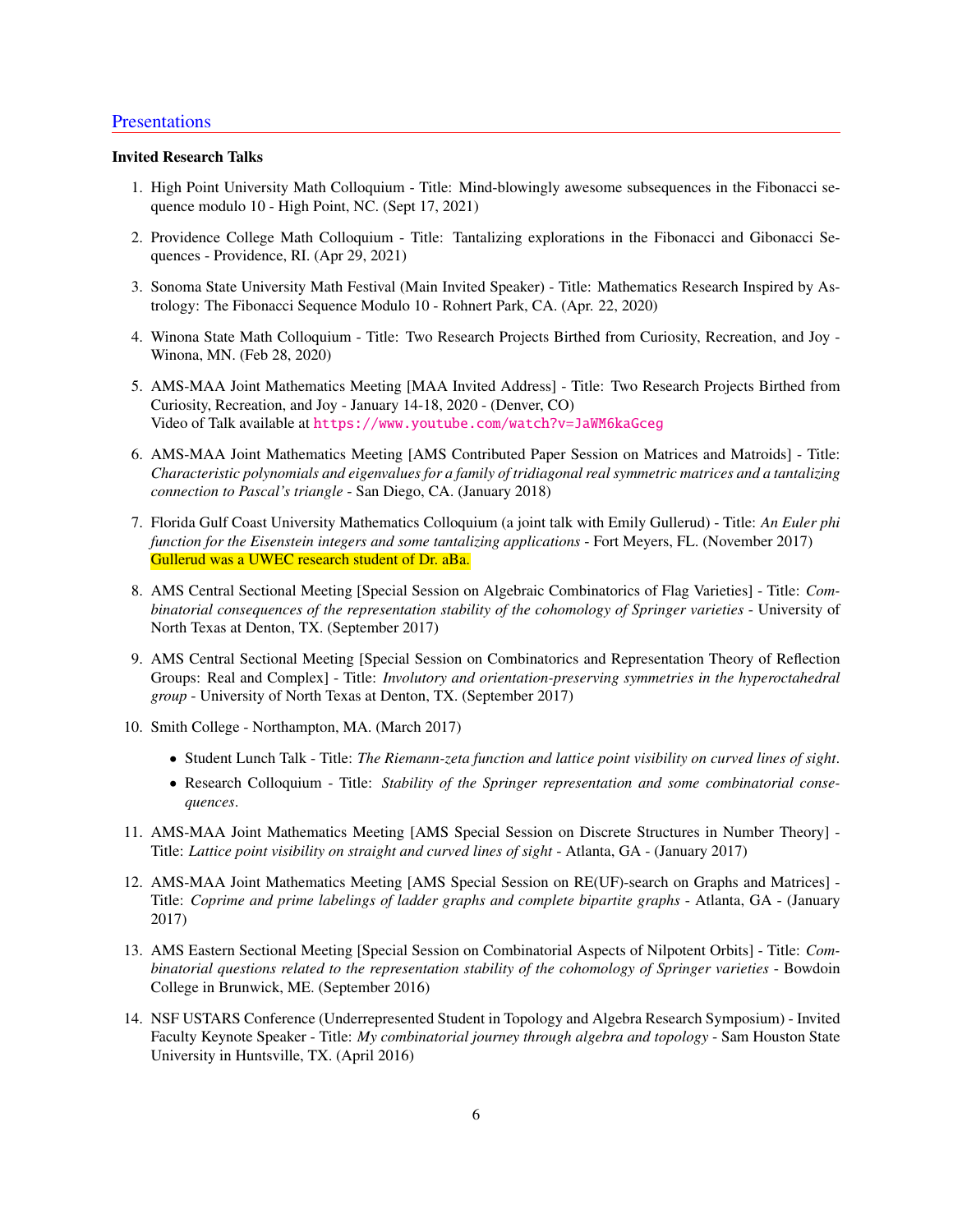## Presentations

### Invited Research Talks

1. High Point University Math Colloquium - Title: Mind-blowingly awesome subsequences in the Fibonacci sequence modulo 10 - High Point, NC. (Sept 17, 2021)

2. Providence College Math Colloquium - Title: Tantalizing explorations in the Fibonacci and Gibonacci Sequences - Providence, RI. (Apr 29, 2021)

3. Sonoma State University Math Festival (Main Invited Speaker) - Title: Mathematics Research Inspired by Astrology: The Fibonacci Sequence Modulo 10 - Rohnert Park, CA. (Apr. 22, 2020)

4. Winona State Math Colloquium - Title: Two Research Projects Birthed from Curiosity, Recreation, and Joy - Winona, MN. (Feb 28, 2020)

5. AMS-MAA Joint Mathematics Meeting [MAA Invited Address] - Title: Two Research Projects Birthed from Curiosity, Recreation, and Joy - January 14-18, 2020 - (Denver, CO)
   Video of Talk available at https://www.youtube.com/watch?v=JaWM6kaGceg

6. AMS-MAA Joint Mathematics Meeting [AMS Contributed Paper Session on Matrices and Matroids] - Title: *Characteristic polynomials and eigenvalues for a family of tridiagonal real symmetric matrices and a tantalizing connection to Pascal's triangle* - San Diego, CA. (January 2018)

7. Florida Gulf Coast University Mathematics Colloquium (a joint talk with Emily Gullerud) - Title: *An Euler phi function for the Eisenstein integers and some tantalizing applications* - Fort Meyers, FL. (November 2017)
   Gullerud was a UWEC research student of Dr. aBa.

8. AMS Central Sectional Meeting [Special Session on Algebraic Combinatorics of Flag Varieties] - Title: *Combinatorial consequences of the representation stability of the cohomology of Springer varieties* - University of North Texas at Denton, TX. (September 2017)

9. AMS Central Sectional Meeting [Special Session on Combinatorics and Representation Theory of Reflection Groups: Real and Complex] - Title: *Involutory and orientation-preserving symmetries in the hyperoctahedral group* - University of North Texas at Denton, TX. (September 2017)

10. Smith College - Northampton, MA. (March 2017)
    - Student Lunch Talk - Title: *The Riemann-zeta function and lattice point visibility on curved lines of sight*.
    - Research Colloquium - Title: *Stability of the Springer representation and some combinatorial consequences*.

11. AMS-MAA Joint Mathematics Meeting [AMS Special Session on Discrete Structures in Number Theory] - Title: *Lattice point visibility on straight and curved lines of sight* - Atlanta, GA - (January 2017)

12. AMS-MAA Joint Mathematics Meeting [AMS Special Session on RE(UF)-search on Graphs and Matrices] - Title: *Coprime and prime labelings of ladder graphs and complete bipartite graphs* - Atlanta, GA - (January 2017)

13. AMS Eastern Sectional Meeting [Special Session on Combinatorial Aspects of Nilpotent Orbits] - Title: *Combinatorial questions related to the representation stability of the cohomology of Springer varieties* - Bowdoin College in Brunwick, ME. (September 2016)

14. NSF USTARS Conference (Underrepresented Student in Topology and Algebra Research Symposium) - Invited Faculty Keynote Speaker - Title: *My combinatorial journey through algebra and topology* - Sam Houston State University in Huntsville, TX. (April 2016)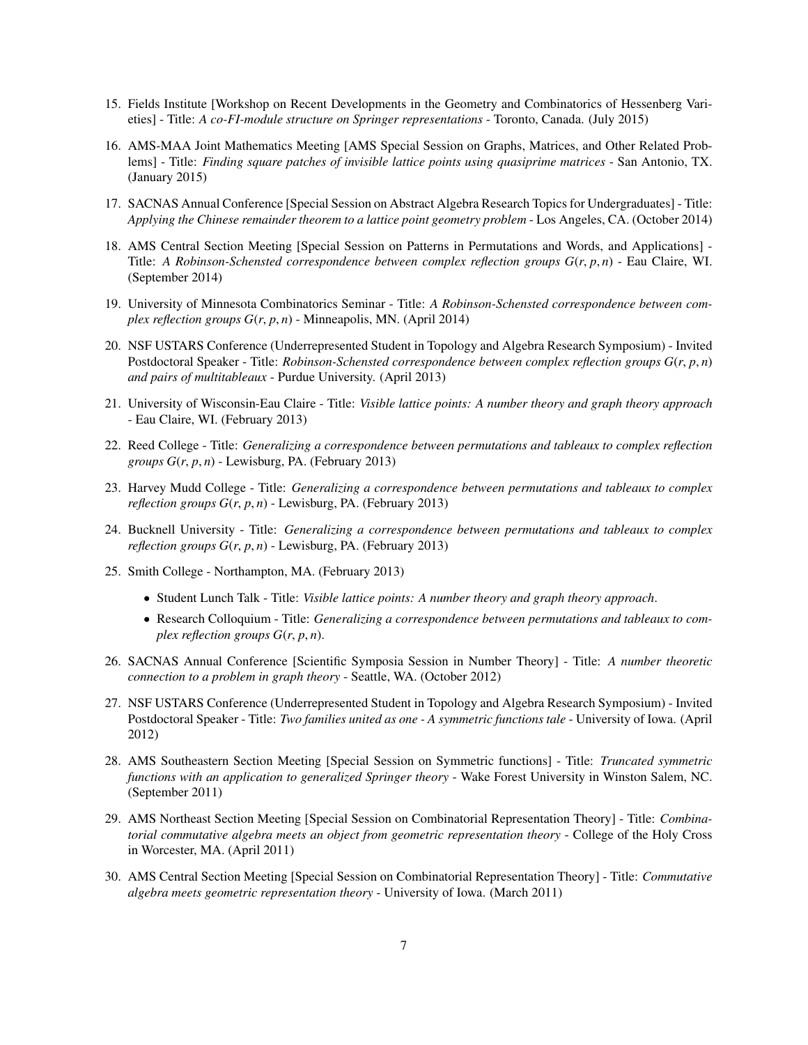15. Fields Institute [Workshop on Recent Developments in the Geometry and Combinatorics of Hessenberg Varieties] - Title: *A co-FI-module structure on Springer representations* - Toronto, Canada. (July 2015)

16. AMS-MAA Joint Mathematics Meeting [AMS Special Session on Graphs, Matrices, and Other Related Problems] - Title: *Finding square patches of invisible lattice points using quasiprime matrices* - San Antonio, TX. (January 2015)

17. SACNAS Annual Conference [Special Session on Abstract Algebra Research Topics for Undergraduates] - Title: *Applying the Chinese remainder theorem to a lattice point geometry problem* - Los Angeles, CA. (October 2014)

18. AMS Central Section Meeting [Special Session on Patterns in Permutations and Words, and Applications] - Title: *A Robinson-Schensted correspondence between complex reflection groups $G(r,p,n)$* - Eau Claire, WI. (September 2014)

19. University of Minnesota Combinatorics Seminar - Title: *A Robinson-Schensted correspondence between complex reflection groups $G(r,p,n)$* - Minneapolis, MN. (April 2014)

20. NSF USTARS Conference (Underrepresented Student in Topology and Algebra Research Symposium) - Invited Postdoctoral Speaker - Title: *Robinson-Schensted correspondence between complex reflection groups $G(r,p,n)$ and pairs of multitableaux* - Purdue University. (April 2013)

21. University of Wisconsin-Eau Claire - Title: *Visible lattice points: A number theory and graph theory approach* - Eau Claire, WI. (February 2013)

22. Reed College - Title: *Generalizing a correspondence between permutations and tableaux to complex reflection groups $G(r,p,n)$* - Lewisburg, PA. (February 2013)

23. Harvey Mudd College - Title: *Generalizing a correspondence between permutations and tableaux to complex reflection groups $G(r,p,n)$* - Lewisburg, PA. (February 2013)

24. Bucknell University - Title: *Generalizing a correspondence between permutations and tableaux to complex reflection groups $G(r,p,n)$* - Lewisburg, PA. (February 2013)

25. Smith College - Northampton, MA. (February 2013)
    - Student Lunch Talk - Title: *Visible lattice points: A number theory and graph theory approach*.
    - Research Colloquium - Title: *Generalizing a correspondence between permutations and tableaux to complex reflection groups $G(r,p,n)$*.

26. SACNAS Annual Conference [Scientific Symposia Session in Number Theory] - Title: *A number theoretic connection to a problem in graph theory* - Seattle, WA. (October 2012)

27. NSF USTARS Conference (Underrepresented Student in Topology and Algebra Research Symposium) - Invited Postdoctoral Speaker - Title: *Two families united as one - A symmetric functions tale* - University of Iowa. (April 2012)

28. AMS Southeastern Section Meeting [Special Session on Symmetric functions] - Title: *Truncated symmetric functions with an application to generalized Springer theory* - Wake Forest University in Winston Salem, NC. (September 2011)

29. AMS Northeast Section Meeting [Special Session on Combinatorial Representation Theory] - Title: *Combinatorial commutative algebra meets an object from geometric representation theory* - College of the Holy Cross in Worcester, MA. (April 2011)

30. AMS Central Section Meeting [Special Session on Combinatorial Representation Theory] - Title: *Commutative algebra meets geometric representation theory* - University of Iowa. (March 2011)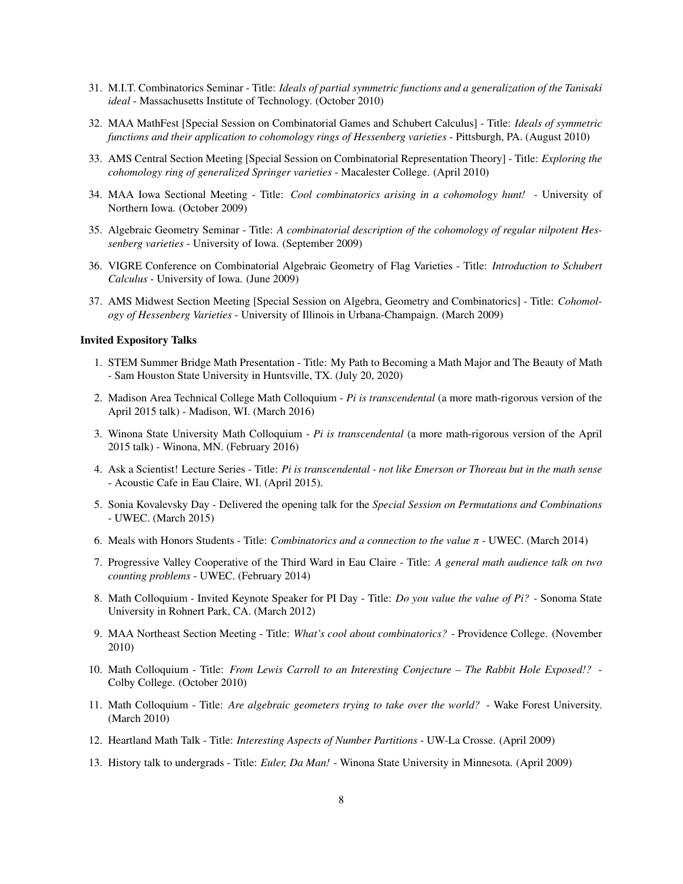31. M.I.T. Combinatorics Seminar - Title: *Ideals of partial symmetric functions and a generalization of the Tanisaki ideal* - Massachusetts Institute of Technology. (October 2010)

32. MAA MathFest [Special Session on Combinatorial Games and Schubert Calculus] - Title: *Ideals of symmetric functions and their application to cohomology rings of Hessenberg varieties* - Pittsburgh, PA. (August 2010)

33. AMS Central Section Meeting [Special Session on Combinatorial Representation Theory] - Title: *Exploring the cohomology ring of generalized Springer varieties* - Macalester College. (April 2010)

34. MAA Iowa Sectional Meeting - Title: *Cool combinatorics arising in a cohomology hunt!* - University of Northern Iowa. (October 2009)

35. Algebraic Geometry Seminar - Title: *A combinatorial description of the cohomology of regular nilpotent Hessenberg varieties* - University of Iowa. (September 2009)

36. VIGRE Conference on Combinatorial Algebraic Geometry of Flag Varieties - Title: *Introduction to Schubert Calculus* - University of Iowa. (June 2009)

37. AMS Midwest Section Meeting [Special Session on Algebra, Geometry and Combinatorics] - Title: *Cohomology of Hessenberg Varieties* - University of Illinois in Urbana-Champaign. (March 2009)

**Invited Expository Talks**

1. STEM Summer Bridge Math Presentation - Title: My Path to Becoming a Math Major and The Beauty of Math - Sam Houston State University in Huntsville, TX. (July 20, 2020)

2. Madison Area Technical College Math Colloquium - *Pi is transcendental* (a more math-rigorous version of the April 2015 talk) - Madison, WI. (March 2016)

3. Winona State University Math Colloquium - *Pi is transcendental* (a more math-rigorous version of the April 2015 talk) - Winona, MN. (February 2016)

4. Ask a Scientist! Lecture Series - Title: *Pi is transcendental - not like Emerson or Thoreau but in the math sense* - Acoustic Cafe in Eau Claire, WI. (April 2015).

5. Sonia Kovalevsky Day - Delivered the opening talk for the *Special Session on Permutations and Combinations* - UWEC. (March 2015)

6. Meals with Honors Students - Title: *Combinatorics and a connection to the value $\pi$* - UWEC. (March 2014)

7. Progressive Valley Cooperative of the Third Ward in Eau Claire - Title: *A general math audience talk on two counting problems* - UWEC. (February 2014)

8. Math Colloquium - Invited Keynote Speaker for PI Day - Title: *Do you value the value of Pi?* - Sonoma State University in Rohnert Park, CA. (March 2012)

9. MAA Northeast Section Meeting - Title: *What's cool about combinatorics?* - Providence College. (November 2010)

10. Math Colloquium - Title: *From Lewis Carroll to an Interesting Conjecture – The Rabbit Hole Exposed!?* - Colby College. (October 2010)

11. Math Colloquium - Title: *Are algebraic geometers trying to take over the world?* - Wake Forest University. (March 2010)

12. Heartland Math Talk - Title: *Interesting Aspects of Number Partitions* - UW-La Crosse. (April 2009)

13. History talk to undergrads - Title: *Euler, Da Man!* - Winona State University in Minnesota. (April 2009)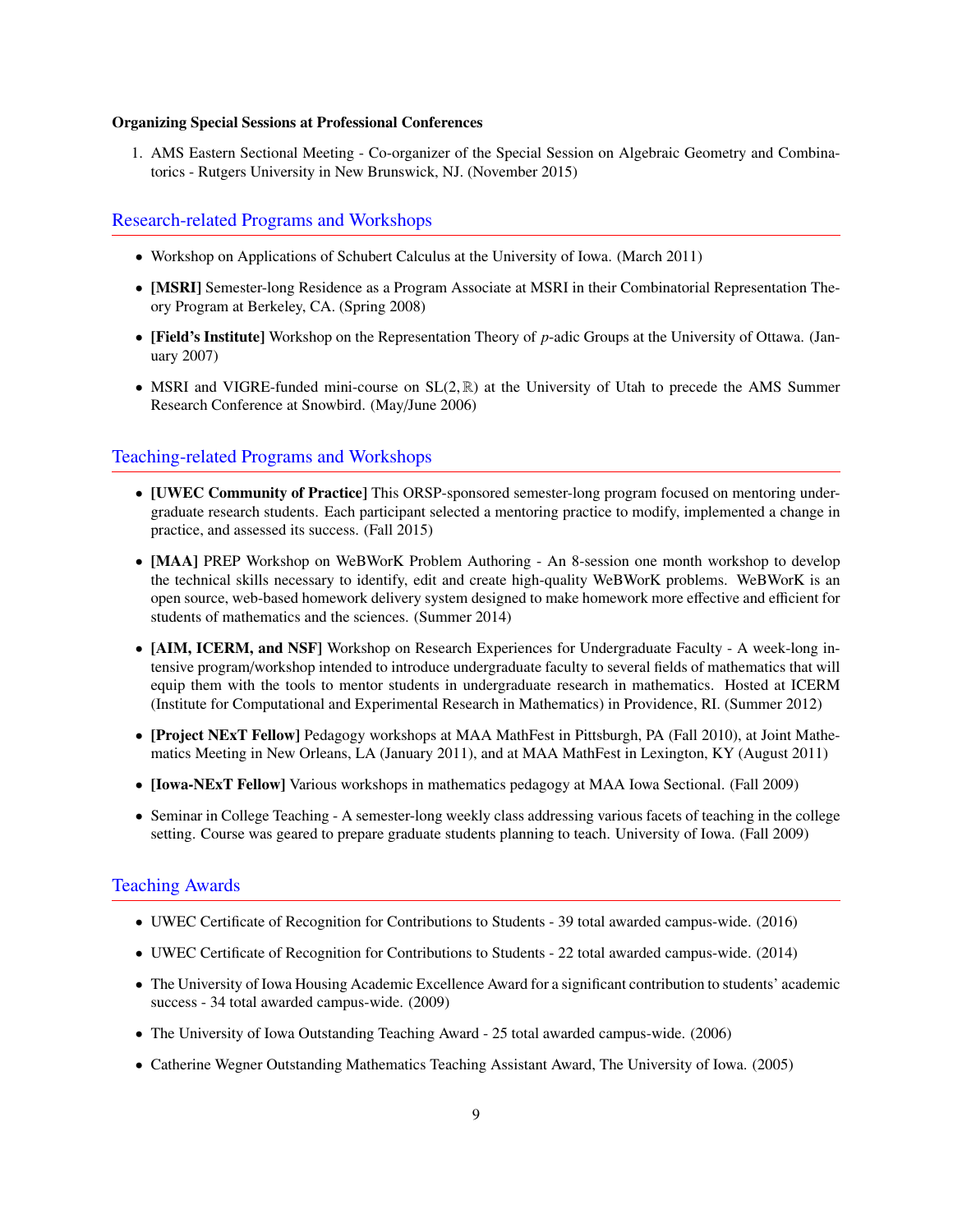**Organizing Special Sessions at Professional Conferences**

1. AMS Eastern Sectional Meeting - Co-organizer of the Special Session on Algebraic Geometry and Combinatorics - Rutgers University in New Brunswick, NJ. (November 2015)

## Research-related Programs and Workshops

- Workshop on Applications of Schubert Calculus at the University of Iowa. (March 2011)
- **[MSRI]** Semester-long Residence as a Program Associate at MSRI in their Combinatorial Representation Theory Program at Berkeley, CA. (Spring 2008)
- **[Field's Institute]** Workshop on the Representation Theory of $p$-adic Groups at the University of Ottawa. (January 2007)
- MSRI and VIGRE-funded mini-course on $SL(2, \mathbb{R})$ at the University of Utah to precede the AMS Summer Research Conference at Snowbird. (May/June 2006)

## Teaching-related Programs and Workshops

- **[UWEC Community of Practice]** This ORSP-sponsored semester-long program focused on mentoring undergraduate research students. Each participant selected a mentoring practice to modify, implemented a change in practice, and assessed its success. (Fall 2015)
- **[MAA]** PREP Workshop on WeBWorK Problem Authoring - An 8-session one month workshop to develop the technical skills necessary to identify, edit and create high-quality WeBWorK problems. WeBWorK is an open source, web-based homework delivery system designed to make homework more effective and efficient for students of mathematics and the sciences. (Summer 2014)
- **[AIM, ICERM, and NSF]** Workshop on Research Experiences for Undergraduate Faculty - A week-long intensive program/workshop intended to introduce undergraduate faculty to several fields of mathematics that will equip them with the tools to mentor students in undergraduate research in mathematics. Hosted at ICERM (Institute for Computational and Experimental Research in Mathematics) in Providence, RI. (Summer 2012)
- **[Project NExT Fellow]** Pedagogy workshops at MAA MathFest in Pittsburgh, PA (Fall 2010), at Joint Mathematics Meeting in New Orleans, LA (January 2011), and at MAA MathFest in Lexington, KY (August 2011)
- **[Iowa-NExT Fellow]** Various workshops in mathematics pedagogy at MAA Iowa Sectional. (Fall 2009)
- Seminar in College Teaching - A semester-long weekly class addressing various facets of teaching in the college setting. Course was geared to prepare graduate students planning to teach. University of Iowa. (Fall 2009)

## Teaching Awards

- UWEC Certificate of Recognition for Contributions to Students - 39 total awarded campus-wide. (2016)
- UWEC Certificate of Recognition for Contributions to Students - 22 total awarded campus-wide. (2014)
- The University of Iowa Housing Academic Excellence Award for a significant contribution to students' academic success - 34 total awarded campus-wide. (2009)
- The University of Iowa Outstanding Teaching Award - 25 total awarded campus-wide. (2006)
- Catherine Wegner Outstanding Mathematics Teaching Assistant Award, The University of Iowa. (2005)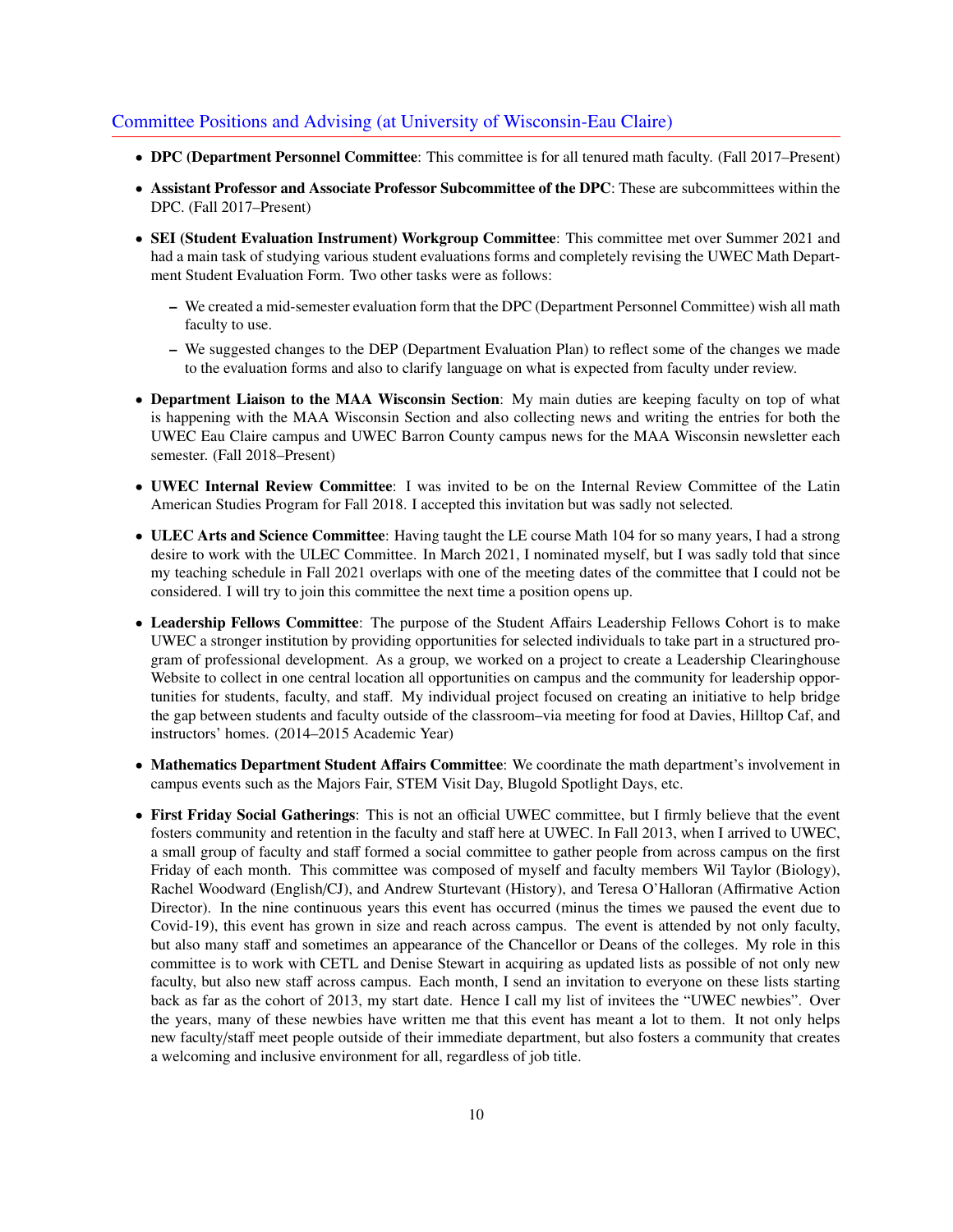## Committee Positions and Advising (at University of Wisconsin-Eau Claire)

- **DPC (Department Personnel Committee**: This committee is for all tenured math faculty. (Fall 2017–Present)
- **Assistant Professor and Associate Professor Subcommittee of the DPC**: These are subcommittees within the DPC. (Fall 2017–Present)
- **SEI (Student Evaluation Instrument) Workgroup Committee**: This committee met over Summer 2021 and had a main task of studying various student evaluations forms and completely revising the UWEC Math Department Student Evaluation Form. Two other tasks were as follows:
  - We created a mid-semester evaluation form that the DPC (Department Personnel Committee) wish all math faculty to use.
  - We suggested changes to the DEP (Department Evaluation Plan) to reflect some of the changes we made to the evaluation forms and also to clarify language on what is expected from faculty under review.
- **Department Liaison to the MAA Wisconsin Section**: My main duties are keeping faculty on top of what is happening with the MAA Wisconsin Section and also collecting news and writing the entries for both the UWEC Eau Claire campus and UWEC Barron County campus news for the MAA Wisconsin newsletter each semester. (Fall 2018–Present)
- **UWEC Internal Review Committee**: I was invited to be on the Internal Review Committee of the Latin American Studies Program for Fall 2018. I accepted this invitation but was sadly not selected.
- **ULEC Arts and Science Committee**: Having taught the LE course Math 104 for so many years, I had a strong desire to work with the ULEC Committee. In March 2021, I nominated myself, but I was sadly told that since my teaching schedule in Fall 2021 overlaps with one of the meeting dates of the committee that I could not be considered. I will try to join this committee the next time a position opens up.
- **Leadership Fellows Committee**: The purpose of the Student Affairs Leadership Fellows Cohort is to make UWEC a stronger institution by providing opportunities for selected individuals to take part in a structured program of professional development. As a group, we worked on a project to create a Leadership Clearinghouse Website to collect in one central location all opportunities on campus and the community for leadership opportunities for students, faculty, and staff. My individual project focused on creating an initiative to help bridge the gap between students and faculty outside of the classroom–via meeting for food at Davies, Hilltop Caf, and instructors' homes. (2014–2015 Academic Year)
- **Mathematics Department Student Affairs Committee**: We coordinate the math department's involvement in campus events such as the Majors Fair, STEM Visit Day, Blugold Spotlight Days, etc.
- **First Friday Social Gatherings**: This is not an official UWEC committee, but I firmly believe that the event fosters community and retention in the faculty and staff here at UWEC. In Fall 2013, when I arrived to UWEC, a small group of faculty and staff formed a social committee to gather people from across campus on the first Friday of each month. This committee was composed of myself and faculty members Wil Taylor (Biology), Rachel Woodward (English/CJ), and Andrew Sturtevant (History), and Teresa O'Halloran (Affirmative Action Director). In the nine continuous years this event has occurred (minus the times we paused the event due to Covid-19), this event has grown in size and reach across campus. The event is attended by not only faculty, but also many staff and sometimes an appearance of the Chancellor or Deans of the colleges. My role in this committee is to work with CETL and Denise Stewart in acquiring as updated lists as possible of not only new faculty, but also new staff across campus. Each month, I send an invitation to everyone on these lists starting back as far as the cohort of 2013, my start date. Hence I call my list of invitees the "UWEC newbies". Over the years, many of these newbies have written me that this event has meant a lot to them. It not only helps new faculty/staff meet people outside of their immediate department, but also fosters a community that creates a welcoming and inclusive environment for all, regardless of job title.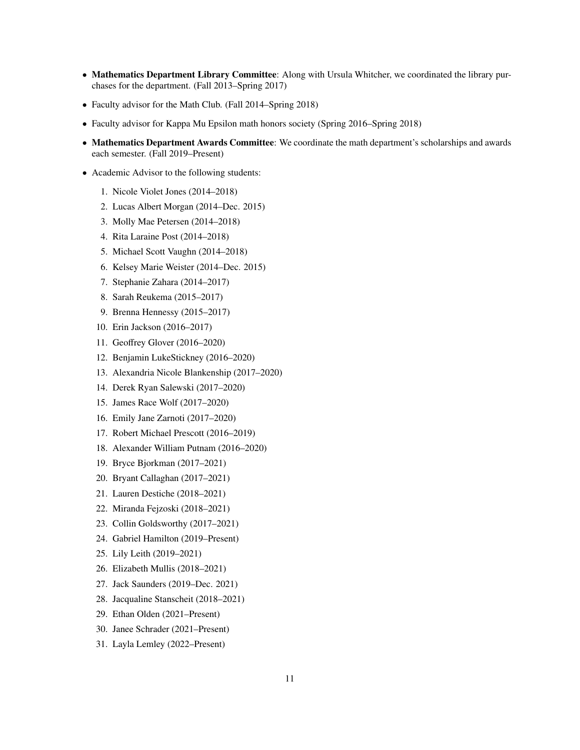- **Mathematics Department Library Committee**: Along with Ursula Whitcher, we coordinated the library purchases for the department. (Fall 2013–Spring 2017)
- Faculty advisor for the Math Club. (Fall 2014–Spring 2018)
- Faculty advisor for Kappa Mu Epsilon math honors society (Spring 2016–Spring 2018)
- **Mathematics Department Awards Committee**: We coordinate the math department's scholarships and awards each semester. (Fall 2019–Present)
- Academic Advisor to the following students:
  1. Nicole Violet Jones (2014–2018)
  2. Lucas Albert Morgan (2014–Dec. 2015)
  3. Molly Mae Petersen (2014–2018)
  4. Rita Laraine Post (2014–2018)
  5. Michael Scott Vaughn (2014–2018)
  6. Kelsey Marie Weister (2014–Dec. 2015)
  7. Stephanie Zahara (2014–2017)
  8. Sarah Reukema (2015–2017)
  9. Brenna Hennessy (2015–2017)
  10. Erin Jackson (2016–2017)
  11. Geoffrey Glover (2016–2020)
  12. Benjamin LukeStickney (2016–2020)
  13. Alexandria Nicole Blankenship (2017–2020)
  14. Derek Ryan Salewski (2017–2020)
  15. James Race Wolf (2017–2020)
  16. Emily Jane Zarnoti (2017–2020)
  17. Robert Michael Prescott (2016–2019)
  18. Alexander William Putnam (2016–2020)
  19. Bryce Bjorkman (2017–2021)
  20. Bryant Callaghan (2017–2021)
  21. Lauren Destiche (2018–2021)
  22. Miranda Fejzoski (2018–2021)
  23. Collin Goldsworthy (2017–2021)
  24. Gabriel Hamilton (2019–Present)
  25. Lily Leith (2019–2021)
  26. Elizabeth Mullis (2018–2021)
  27. Jack Saunders (2019–Dec. 2021)
  28. Jacqualine Stanscheit (2018–2021)
  29. Ethan Olden (2021–Present)
  30. Janee Schrader (2021–Present)
  31. Layla Lemley (2022–Present)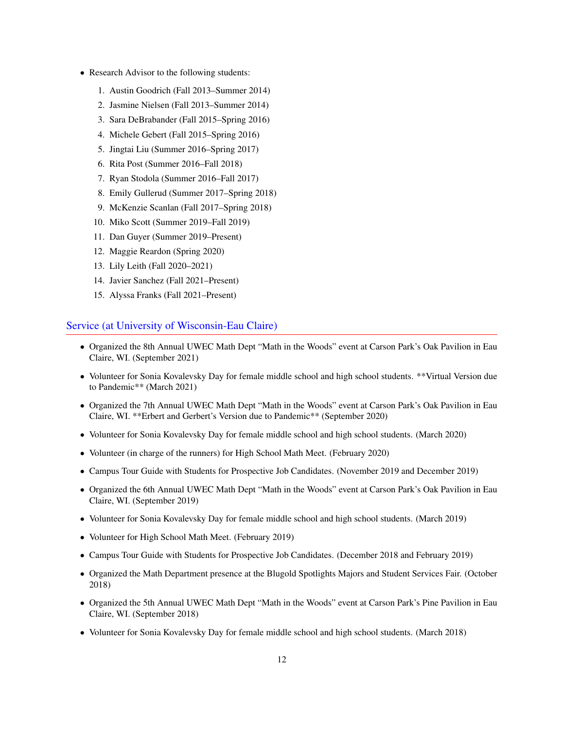- Research Advisor to the following students:
  1. Austin Goodrich (Fall 2013–Summer 2014)
  2. Jasmine Nielsen (Fall 2013–Summer 2014)
  3. Sara DeBrabander (Fall 2015–Spring 2016)
  4. Michele Gebert (Fall 2015–Spring 2016)
  5. Jingtai Liu (Summer 2016–Spring 2017)
  6. Rita Post (Summer 2016–Fall 2018)
  7. Ryan Stodola (Summer 2016–Fall 2017)
  8. Emily Gullerud (Summer 2017–Spring 2018)
  9. McKenzie Scanlan (Fall 2017–Spring 2018)
  10. Miko Scott (Summer 2019–Fall 2019)
  11. Dan Guyer (Summer 2019–Present)
  12. Maggie Reardon (Spring 2020)
  13. Lily Leith (Fall 2020–2021)
  14. Javier Sanchez (Fall 2021–Present)
  15. Alyssa Franks (Fall 2021–Present)

## Service (at University of Wisconsin-Eau Claire)

- Organized the 8th Annual UWEC Math Dept "Math in the Woods" event at Carson Park's Oak Pavilion in Eau Claire, WI. (September 2021)
- Volunteer for Sonia Kovalevsky Day for female middle school and high school students. **Virtual Version due to Pandemic** (March 2021)
- Organized the 7th Annual UWEC Math Dept "Math in the Woods" event at Carson Park's Oak Pavilion in Eau Claire, WI. **Erbert and Gerbert's Version due to Pandemic** (September 2020)
- Volunteer for Sonia Kovalevsky Day for female middle school and high school students. (March 2020)
- Volunteer (in charge of the runners) for High School Math Meet. (February 2020)
- Campus Tour Guide with Students for Prospective Job Candidates. (November 2019 and December 2019)
- Organized the 6th Annual UWEC Math Dept "Math in the Woods" event at Carson Park's Oak Pavilion in Eau Claire, WI. (September 2019)
- Volunteer for Sonia Kovalevsky Day for female middle school and high school students. (March 2019)
- Volunteer for High School Math Meet. (February 2019)
- Campus Tour Guide with Students for Prospective Job Candidates. (December 2018 and February 2019)
- Organized the Math Department presence at the Blugold Spotlights Majors and Student Services Fair. (October 2018)
- Organized the 5th Annual UWEC Math Dept "Math in the Woods" event at Carson Park's Pine Pavilion in Eau Claire, WI. (September 2018)
- Volunteer for Sonia Kovalevsky Day for female middle school and high school students. (March 2018)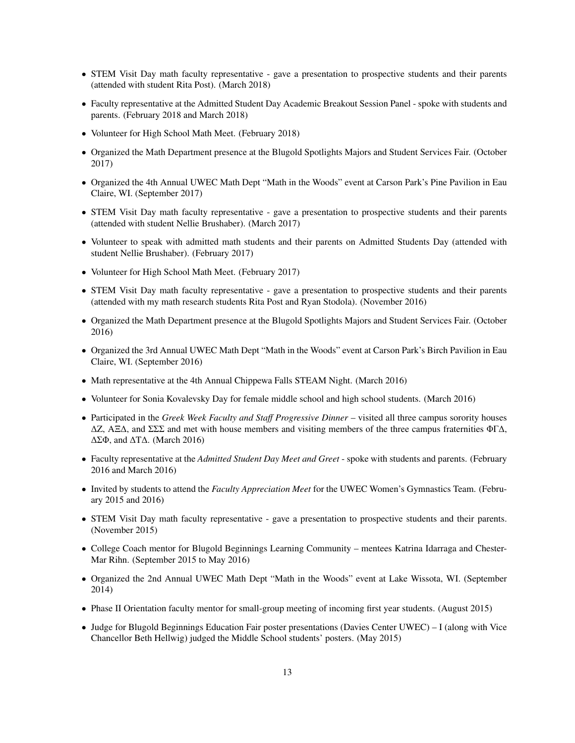- STEM Visit Day math faculty representative - gave a presentation to prospective students and their parents (attended with student Rita Post). (March 2018)
- Faculty representative at the Admitted Student Day Academic Breakout Session Panel - spoke with students and parents. (February 2018 and March 2018)
- Volunteer for High School Math Meet. (February 2018)
- Organized the Math Department presence at the Blugold Spotlights Majors and Student Services Fair. (October 2017)
- Organized the 4th Annual UWEC Math Dept "Math in the Woods" event at Carson Park's Pine Pavilion in Eau Claire, WI. (September 2017)
- STEM Visit Day math faculty representative - gave a presentation to prospective students and their parents (attended with student Nellie Brushaber). (March 2017)
- Volunteer to speak with admitted math students and their parents on Admitted Students Day (attended with student Nellie Brushaber). (February 2017)
- Volunteer for High School Math Meet. (February 2017)
- STEM Visit Day math faculty representative - gave a presentation to prospective students and their parents (attended with my math research students Rita Post and Ryan Stodola). (November 2016)
- Organized the Math Department presence at the Blugold Spotlights Majors and Student Services Fair. (October 2016)
- Organized the 3rd Annual UWEC Math Dept "Math in the Woods" event at Carson Park's Birch Pavilion in Eau Claire, WI. (September 2016)
- Math representative at the 4th Annual Chippewa Falls STEAM Night. (March 2016)
- Volunteer for Sonia Kovalevsky Day for female middle school and high school students. (March 2016)
- Participated in the *Greek Week Faculty and Staff Progressive Dinner* – visited all three campus sorority houses ΔZ, AΞΔ, and ΣΣΣ and met with house members and visiting members of the three campus fraternities ΦΓΔ, ΔΣΦ, and ΔTΔ. (March 2016)
- Faculty representative at the *Admitted Student Day Meet and Greet* - spoke with students and parents. (February 2016 and March 2016)
- Invited by students to attend the *Faculty Appreciation Meet* for the UWEC Women's Gymnastics Team. (February 2015 and 2016)
- STEM Visit Day math faculty representative - gave a presentation to prospective students and their parents. (November 2015)
- College Coach mentor for Blugold Beginnings Learning Community – mentees Katrina Idarraga and Chester-Mar Rihn. (September 2015 to May 2016)
- Organized the 2nd Annual UWEC Math Dept "Math in the Woods" event at Lake Wissota, WI. (September 2014)
- Phase II Orientation faculty mentor for small-group meeting of incoming first year students. (August 2015)
- Judge for Blugold Beginnings Education Fair poster presentations (Davies Center UWEC) – I (along with Vice Chancellor Beth Hellwig) judged the Middle School students' posters. (May 2015)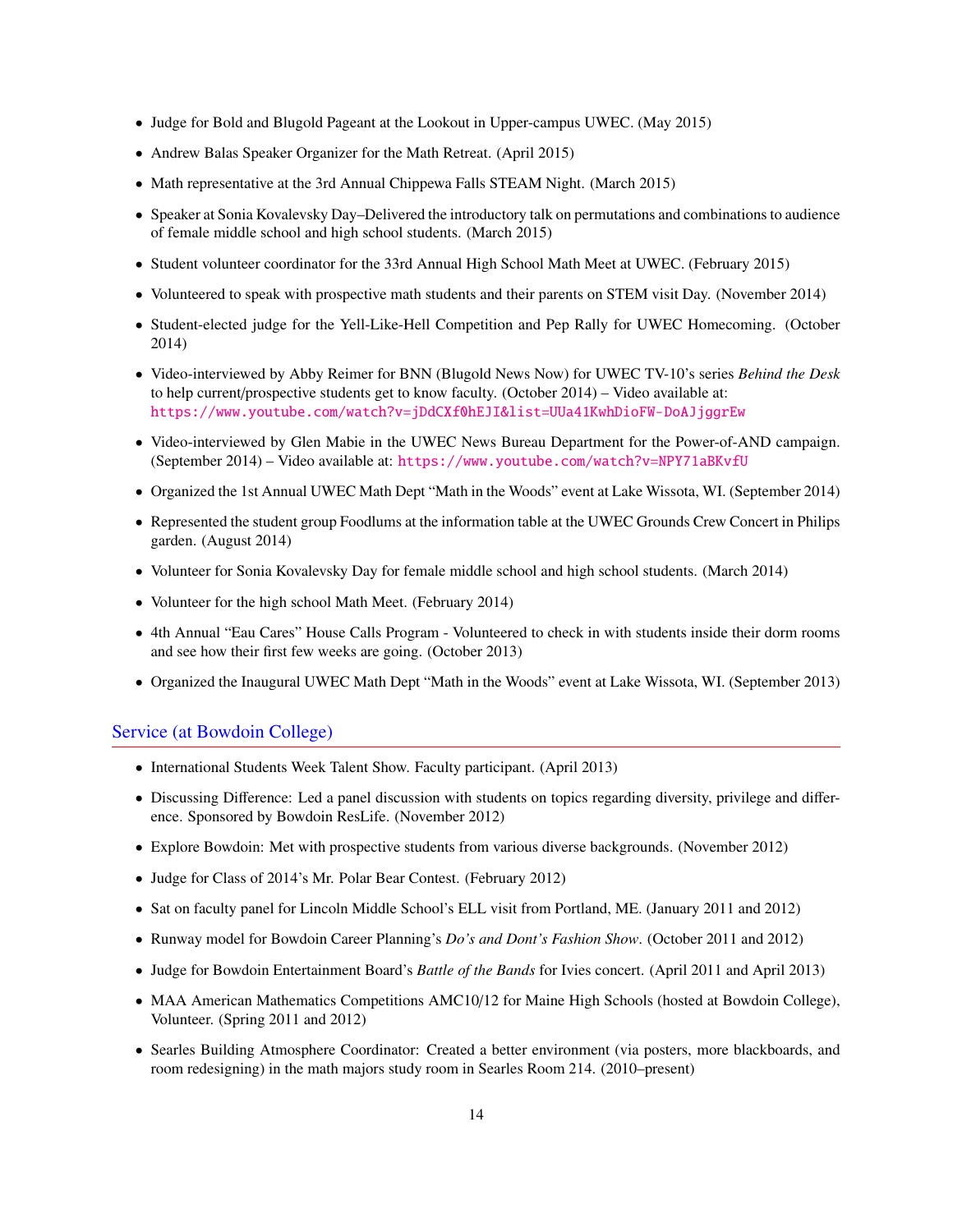- Judge for Bold and Blugold Pageant at the Lookout in Upper-campus UWEC. (May 2015)
- Andrew Balas Speaker Organizer for the Math Retreat. (April 2015)
- Math representative at the 3rd Annual Chippewa Falls STEAM Night. (March 2015)
- Speaker at Sonia Kovalevsky Day–Delivered the introductory talk on permutations and combinations to audience of female middle school and high school students. (March 2015)
- Student volunteer coordinator for the 33rd Annual High School Math Meet at UWEC. (February 2015)
- Volunteered to speak with prospective math students and their parents on STEM visit Day. (November 2014)
- Student-elected judge for the Yell-Like-Hell Competition and Pep Rally for UWEC Homecoming. (October 2014)
- Video-interviewed by Abby Reimer for BNN (Blugold News Now) for UWEC TV-10's series *Behind the Desk* to help current/prospective students get to know faculty. (October 2014) – Video available at: https://www.youtube.com/watch?v=jDdCXf0hEJI&list=UUa41KwhDioFW-DoAJjggrEw
- Video-interviewed by Glen Mabie in the UWEC News Bureau Department for the Power-of-AND campaign. (September 2014) – Video available at: https://www.youtube.com/watch?v=NPY71aBKvfU
- Organized the 1st Annual UWEC Math Dept "Math in the Woods" event at Lake Wissota, WI. (September 2014)
- Represented the student group Foodlums at the information table at the UWEC Grounds Crew Concert in Philips garden. (August 2014)
- Volunteer for Sonia Kovalevsky Day for female middle school and high school students. (March 2014)
- Volunteer for the high school Math Meet. (February 2014)
- 4th Annual "Eau Cares" House Calls Program - Volunteered to check in with students inside their dorm rooms and see how their first few weeks are going. (October 2013)
- Organized the Inaugural UWEC Math Dept "Math in the Woods" event at Lake Wissota, WI. (September 2013)

## Service (at Bowdoin College)

- International Students Week Talent Show. Faculty participant. (April 2013)
- Discussing Difference: Led a panel discussion with students on topics regarding diversity, privilege and difference. Sponsored by Bowdoin ResLife. (November 2012)
- Explore Bowdoin: Met with prospective students from various diverse backgrounds. (November 2012)
- Judge for Class of 2014's Mr. Polar Bear Contest. (February 2012)
- Sat on faculty panel for Lincoln Middle School's ELL visit from Portland, ME. (January 2011 and 2012)
- Runway model for Bowdoin Career Planning's *Do's and Dont's Fashion Show*. (October 2011 and 2012)
- Judge for Bowdoin Entertainment Board's *Battle of the Bands* for Ivies concert. (April 2011 and April 2013)
- MAA American Mathematics Competitions AMC10/12 for Maine High Schools (hosted at Bowdoin College), Volunteer. (Spring 2011 and 2012)
- Searles Building Atmosphere Coordinator: Created a better environment (via posters, more blackboards, and room redesigning) in the math majors study room in Searles Room 214. (2010–present)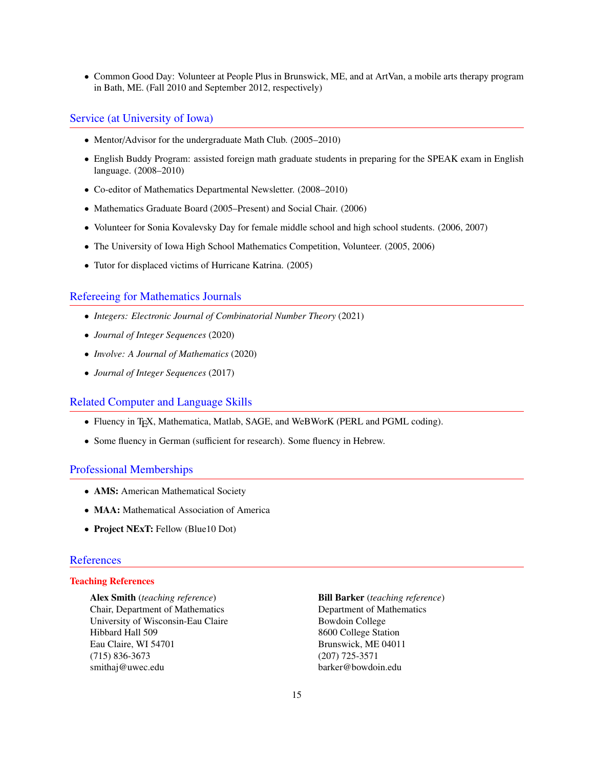- Common Good Day: Volunteer at People Plus in Brunswick, ME, and at ArtVan, a mobile arts therapy program in Bath, ME. (Fall 2010 and September 2012, respectively)

## Service (at University of Iowa)

- Mentor/Advisor for the undergraduate Math Club. (2005–2010)
- English Buddy Program: assisted foreign math graduate students in preparing for the SPEAK exam in English language. (2008–2010)
- Co-editor of Mathematics Departmental Newsletter. (2008–2010)
- Mathematics Graduate Board (2005–Present) and Social Chair. (2006)
- Volunteer for Sonia Kovalevsky Day for female middle school and high school students. (2006, 2007)
- The University of Iowa High School Mathematics Competition, Volunteer. (2005, 2006)
- Tutor for displaced victims of Hurricane Katrina. (2005)

## Refereeing for Mathematics Journals

- *Integers: Electronic Journal of Combinatorial Number Theory* (2021)
- *Journal of Integer Sequences* (2020)
- *Involve: A Journal of Mathematics* (2020)
- *Journal of Integer Sequences* (2017)

## Related Computer and Language Skills

- Fluency in TEX, Mathematica, Matlab, SAGE, and WeBWorK (PERL and PGML coding).
- Some fluency in German (sufficient for research). Some fluency in Hebrew.

## Professional Memberships

- **AMS:** American Mathematical Society
- **MAA:** Mathematical Association of America
- **Project NExT:** Fellow (Blue10 Dot)

## References

### Teaching References

**Alex Smith** (*teaching reference*)
Chair, Department of Mathematics
University of Wisconsin-Eau Claire
Hibbard Hall 509
Eau Claire, WI 54701
(715) 836-3673
smithaj@uwec.edu

**Bill Barker** (*teaching reference*)
Department of Mathematics
Bowdoin College
8600 College Station
Brunswick, ME 04011
(207) 725-3571
barker@bowdoin.edu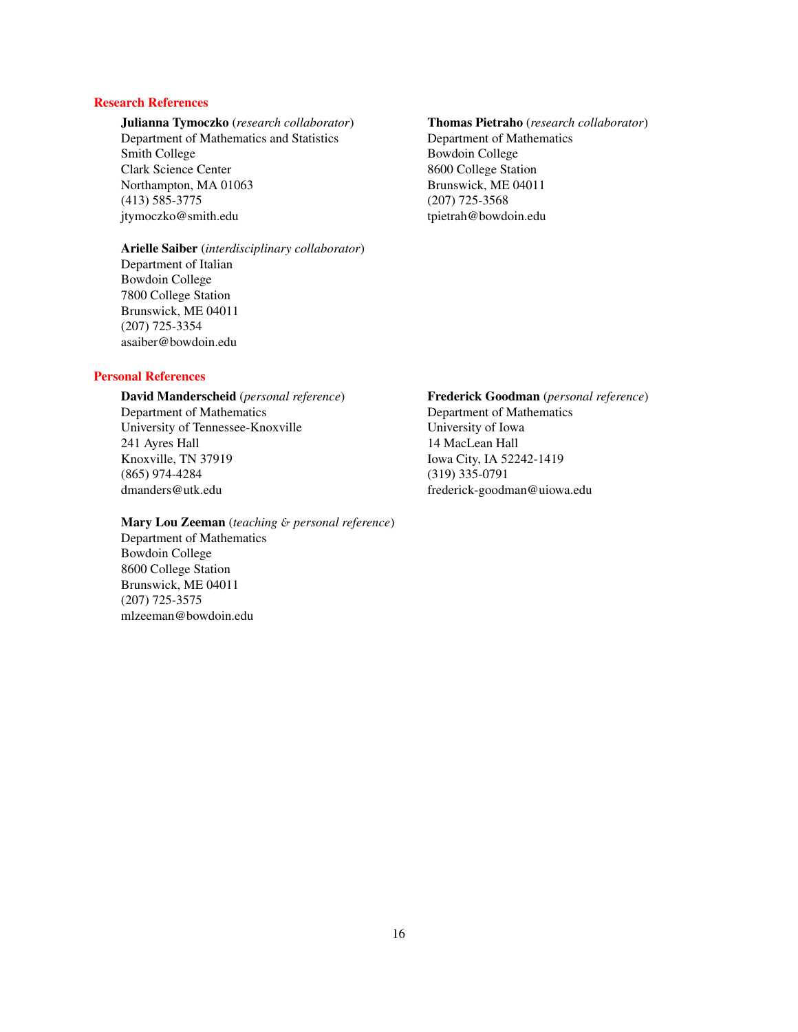## Research References

**Julianna Tymoczko** (*research collaborator*)
Department of Mathematics and Statistics
Smith College
Clark Science Center
Northampton, MA 01063
(413) 585-3775
jtymoczko@smith.edu

**Thomas Pietraho** (*research collaborator*)
Department of Mathematics
Bowdoin College
8600 College Station
Brunswick, ME 04011
(207) 725-3568
tpietrah@bowdoin.edu

**Arielle Saiber** (*interdisciplinary collaborator*)
Department of Italian
Bowdoin College
7800 College Station
Brunswick, ME 04011
(207) 725-3354
asaiber@bowdoin.edu

## Personal References

**David Manderscheid** (*personal reference*)
Department of Mathematics
University of Tennessee-Knoxville
241 Ayres Hall
Knoxville, TN 37919
(865) 974-4284
dmanders@utk.edu

**Frederick Goodman** (*personal reference*)
Department of Mathematics
University of Iowa
14 MacLean Hall
Iowa City, IA 52242-1419
(319) 335-0791
frederick-goodman@uiowa.edu

**Mary Lou Zeeman** (*teaching & personal reference*)
Department of Mathematics
Bowdoin College
8600 College Station
Brunswick, ME 04011
(207) 725-3575
mlzeeman@bowdoin.edu